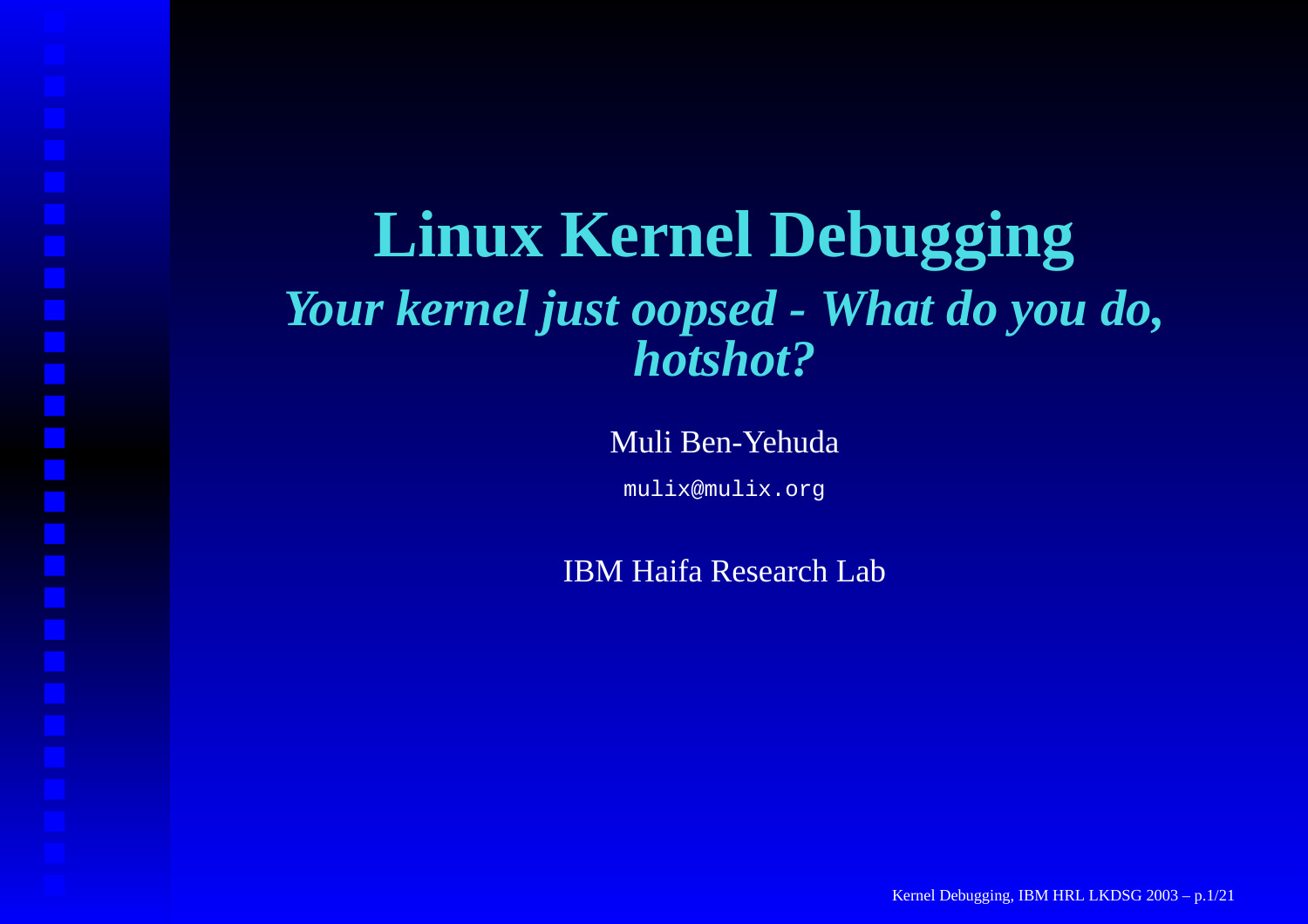# Linux Kernel Debugging

## *Your kernel just oopsed - What do you do, hotshot?*

Muli Ben-Yehuda

`mulix@mulix.org`

IBM Haifa Research Lab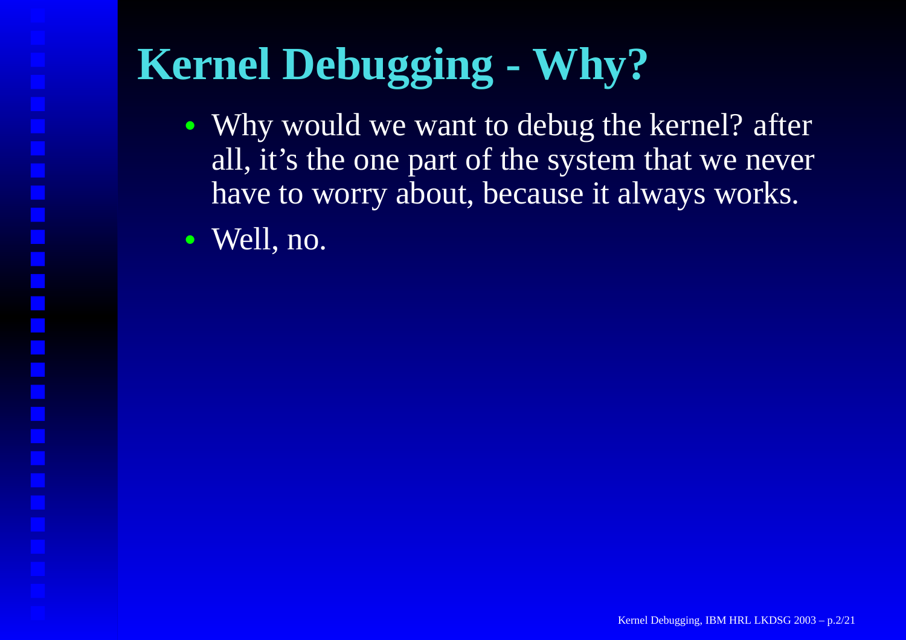# Kernel Debugging - Why?

- Why would we want to debug the kernel? after all, it's the one part of the system that we never have to worry about, because it always works.
- Well, no.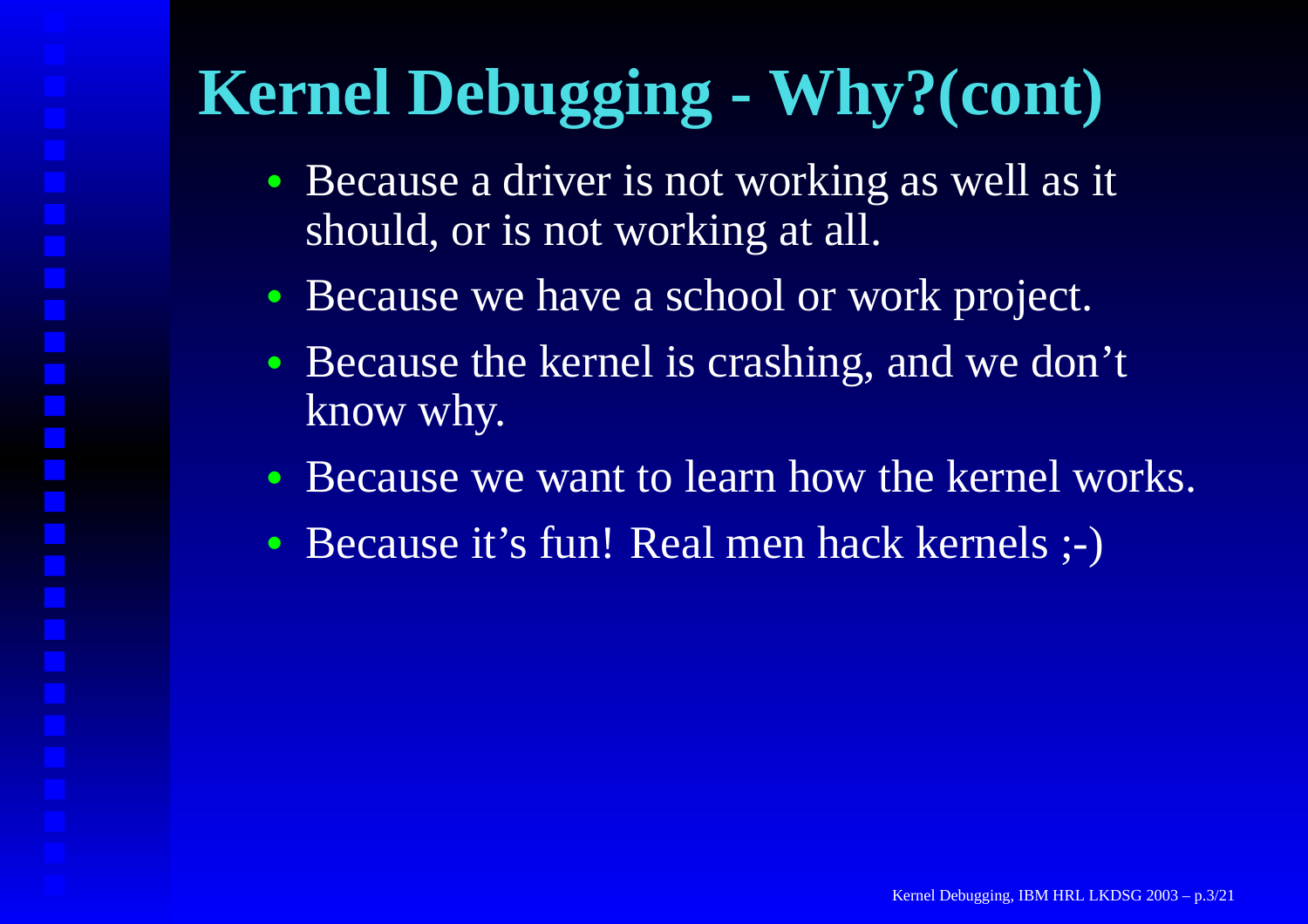# Kernel Debugging - Why?(cont)

- Because a driver is not working as well as it should, or is not working at all.
- Because we have a school or work project.
- Because the kernel is crashing, and we don't know why.
- Because we want to learn how the kernel works.
- Because it's fun! Real men hack kernels ;-)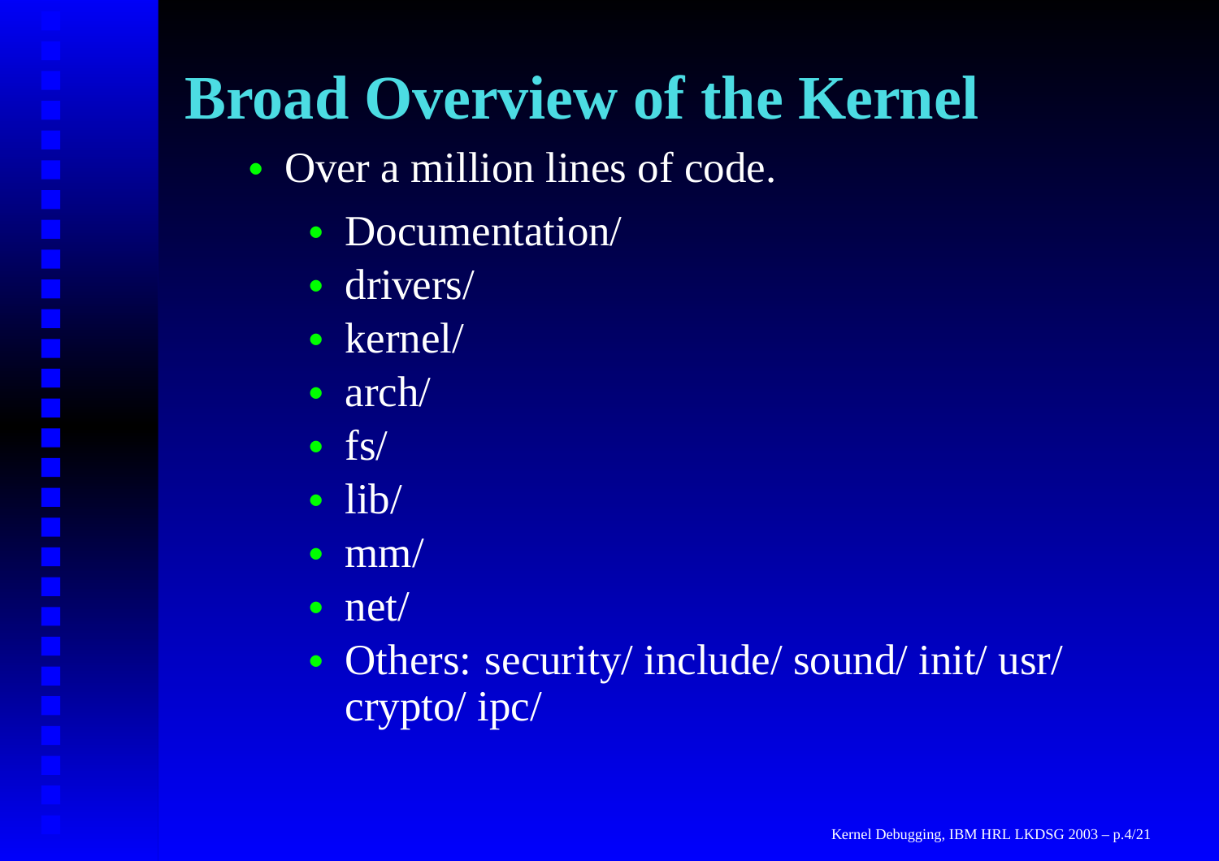# Broad Overview of the Kernel

- Over a million lines of code.
  - Documentation/
  - drivers/
  - kernel/
  - arch/
  - fs/
  - lib/
  - mm/
  - net/
  - Others: security/ include/ sound/ init/ usr/ crypto/ ipc/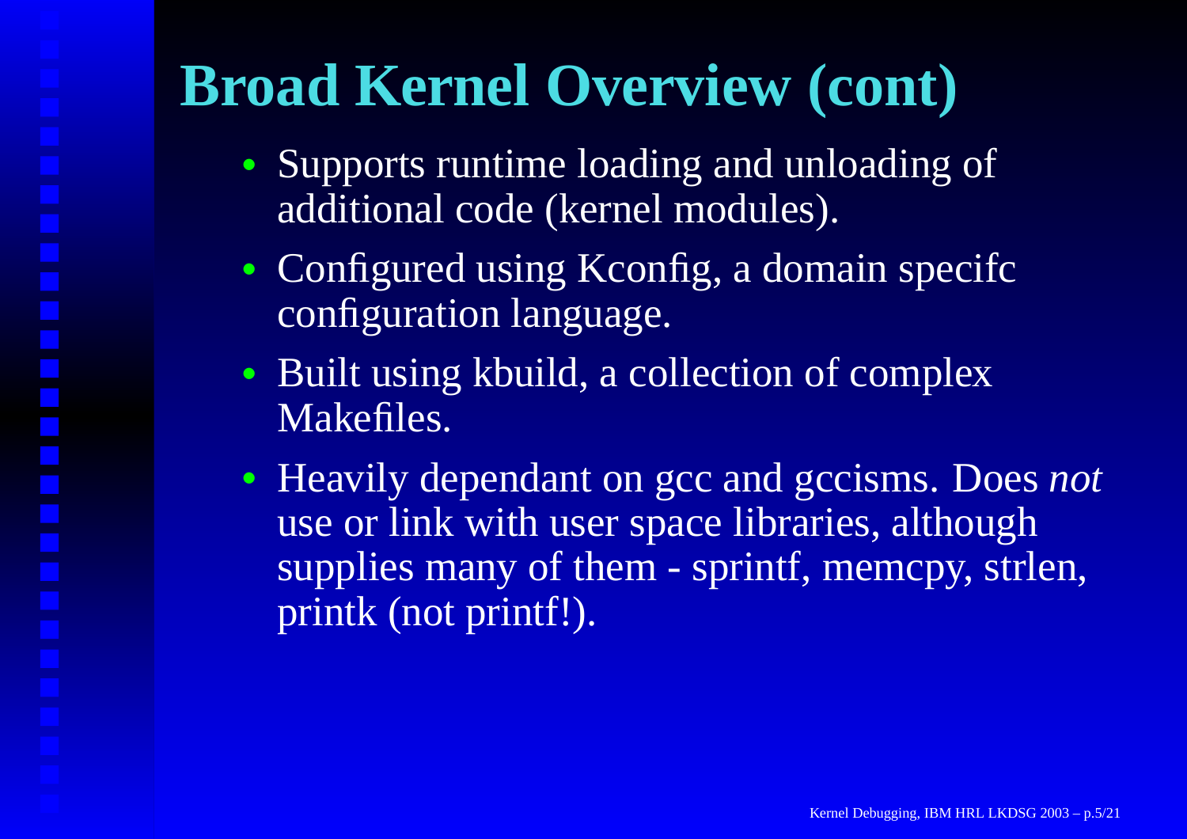# Broad Kernel Overview (cont)

- Supports runtime loading and unloading of additional code (kernel modules).
- Configured using Kconfig, a domain specifc configuration language.
- Built using kbuild, a collection of complex Makefiles.
- Heavily dependant on gcc and gccisms. Does *not* use or link with user space libraries, although supplies many of them - sprintf, memcpy, strlen, printk (not printf!).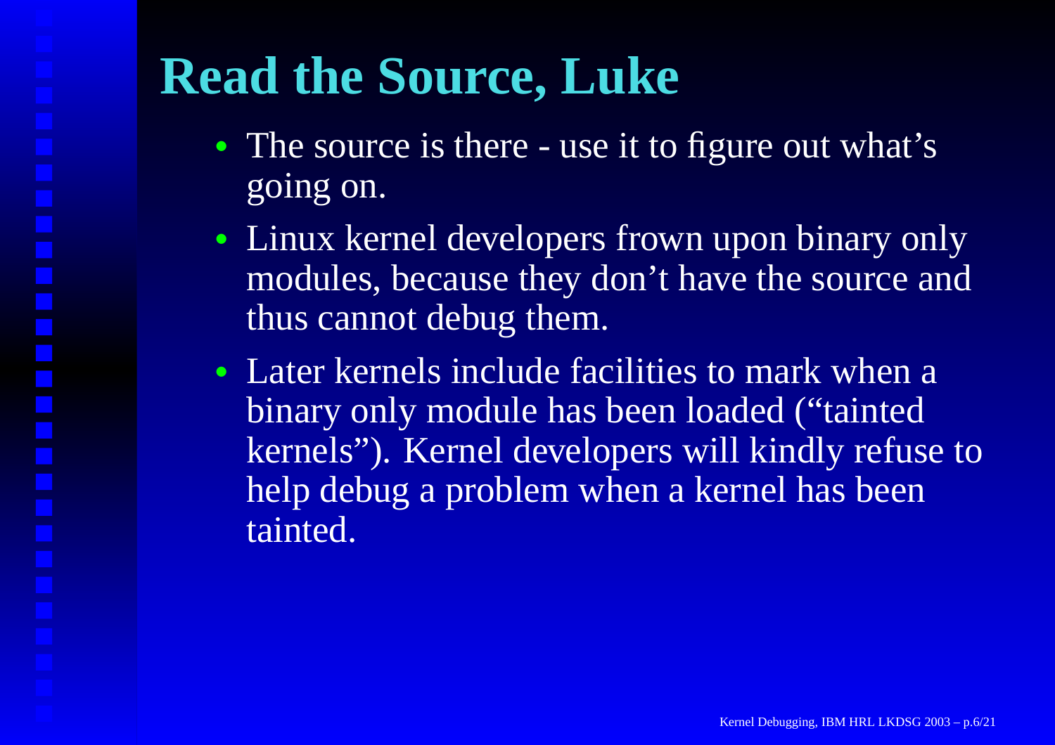# Read the Source, Luke

- The source is there - use it to figure out what's going on.
- Linux kernel developers frown upon binary only modules, because they don't have the source and thus cannot debug them.
- Later kernels include facilities to mark when a binary only module has been loaded ("tainted kernels"). Kernel developers will kindly refuse to help debug a problem when a kernel has been tainted.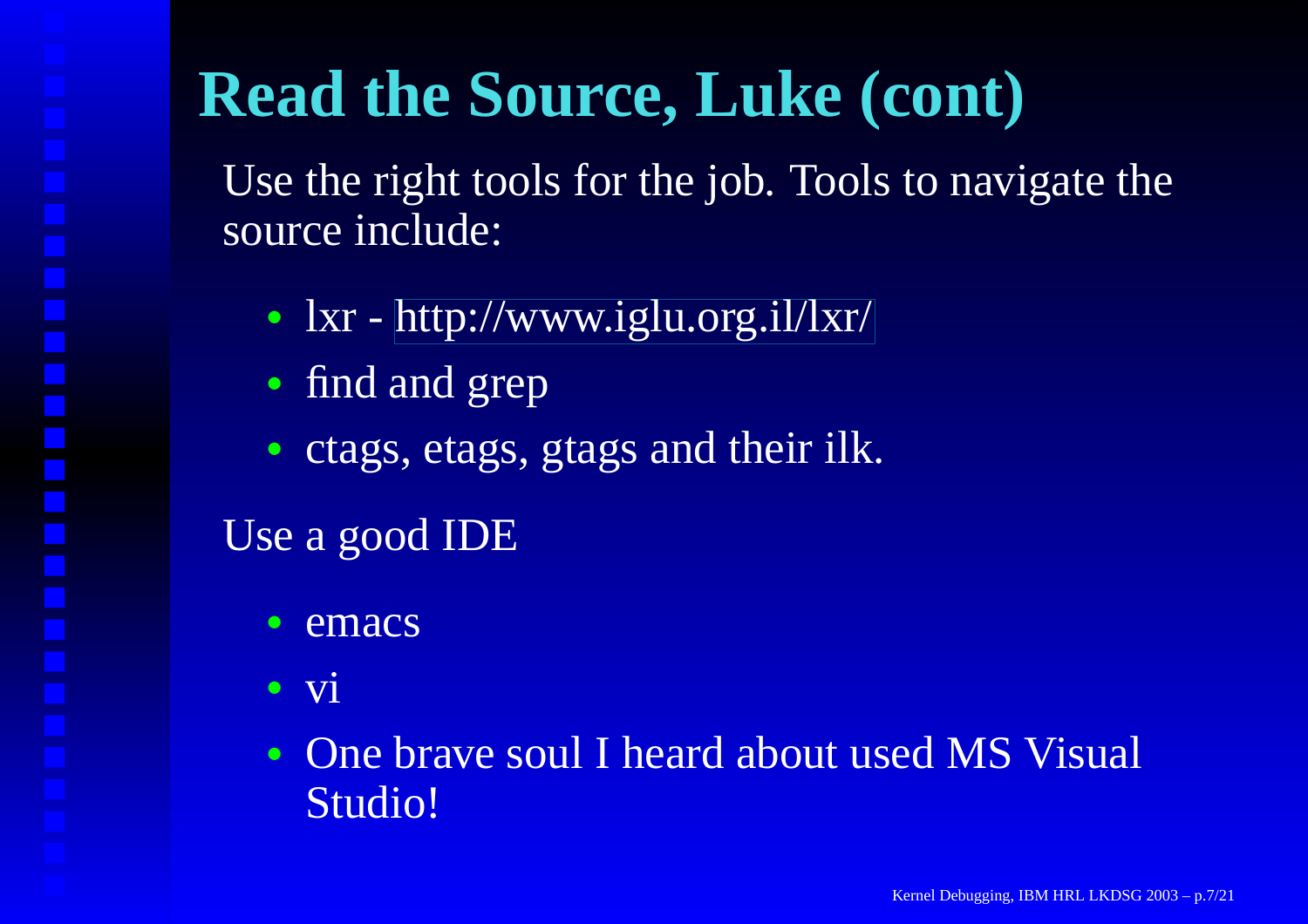# Read the Source, Luke (cont)

Use the right tools for the job. Tools to navigate the source include:

- lxr - http://www.iglu.org.il/lxr/
- find and grep
- ctags, etags, gtags and their ilk.

Use a good IDE

- emacs
- vi
- One brave soul I heard about used MS Visual Studio!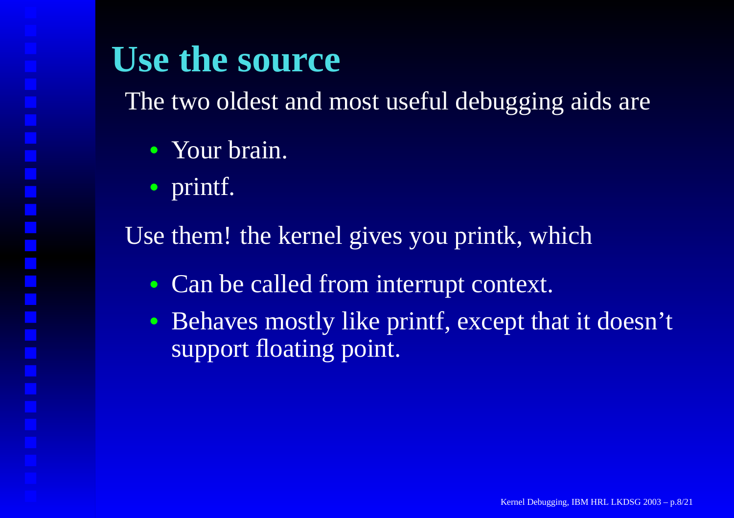# Use the source

The two oldest and most useful debugging aids are

- Your brain.
- printf.

Use them! the kernel gives you printk, which

- Can be called from interrupt context.
- Behaves mostly like printf, except that it doesn't support floating point.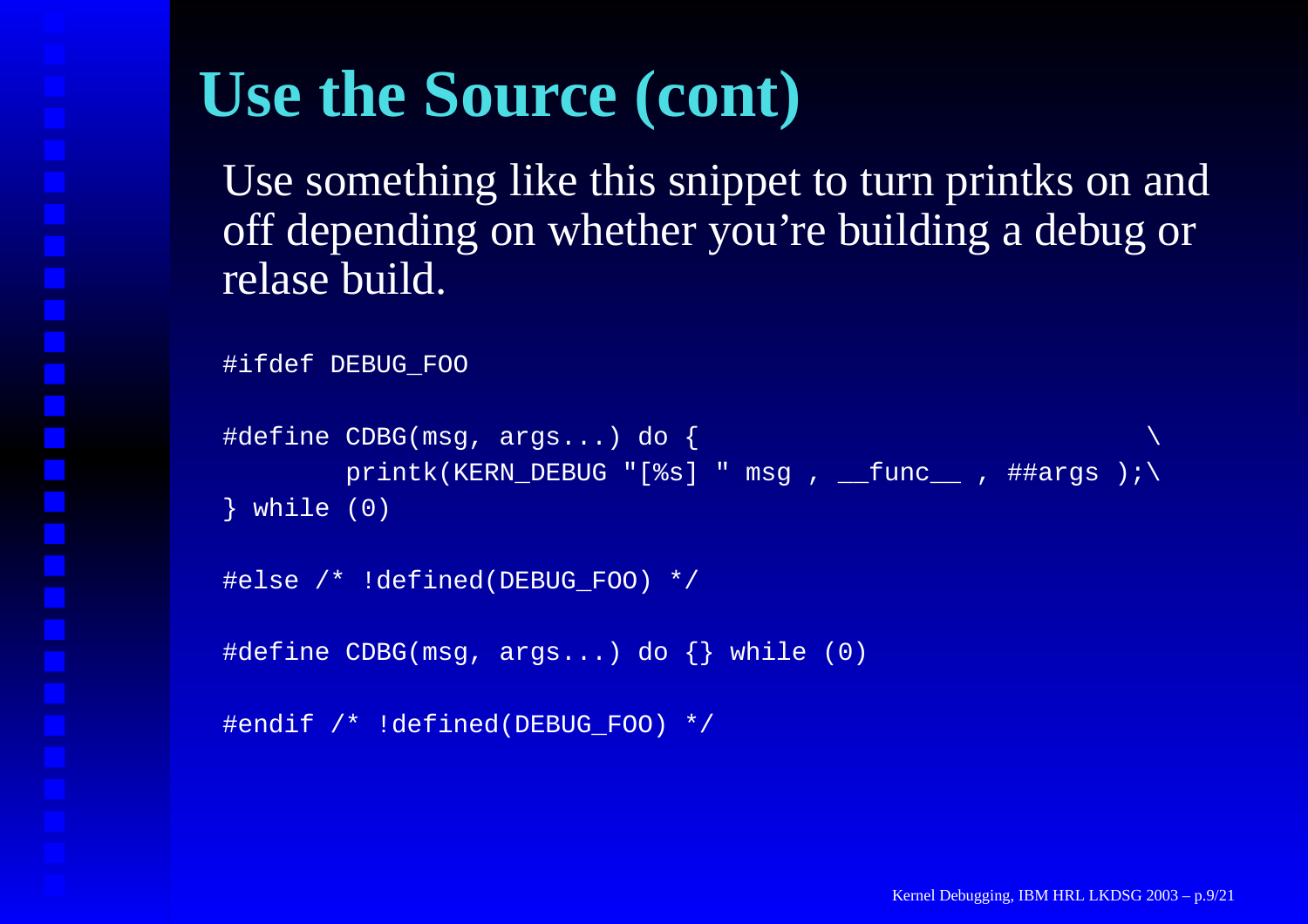# Use the Source (cont)

Use something like this snippet to turn printks on and off depending on whether you're building a debug or relase build.

```
#ifdef DEBUG_FOO

#define CDBG(msg, args...) do {                              \
        printk(KERN_DEBUG "[%s] " msg , __func__ , ##args );\
} while (0)

#else /* !defined(DEBUG_FOO) */

#define CDBG(msg, args...) do {} while (0)

#endif /* !defined(DEBUG_FOO) */
```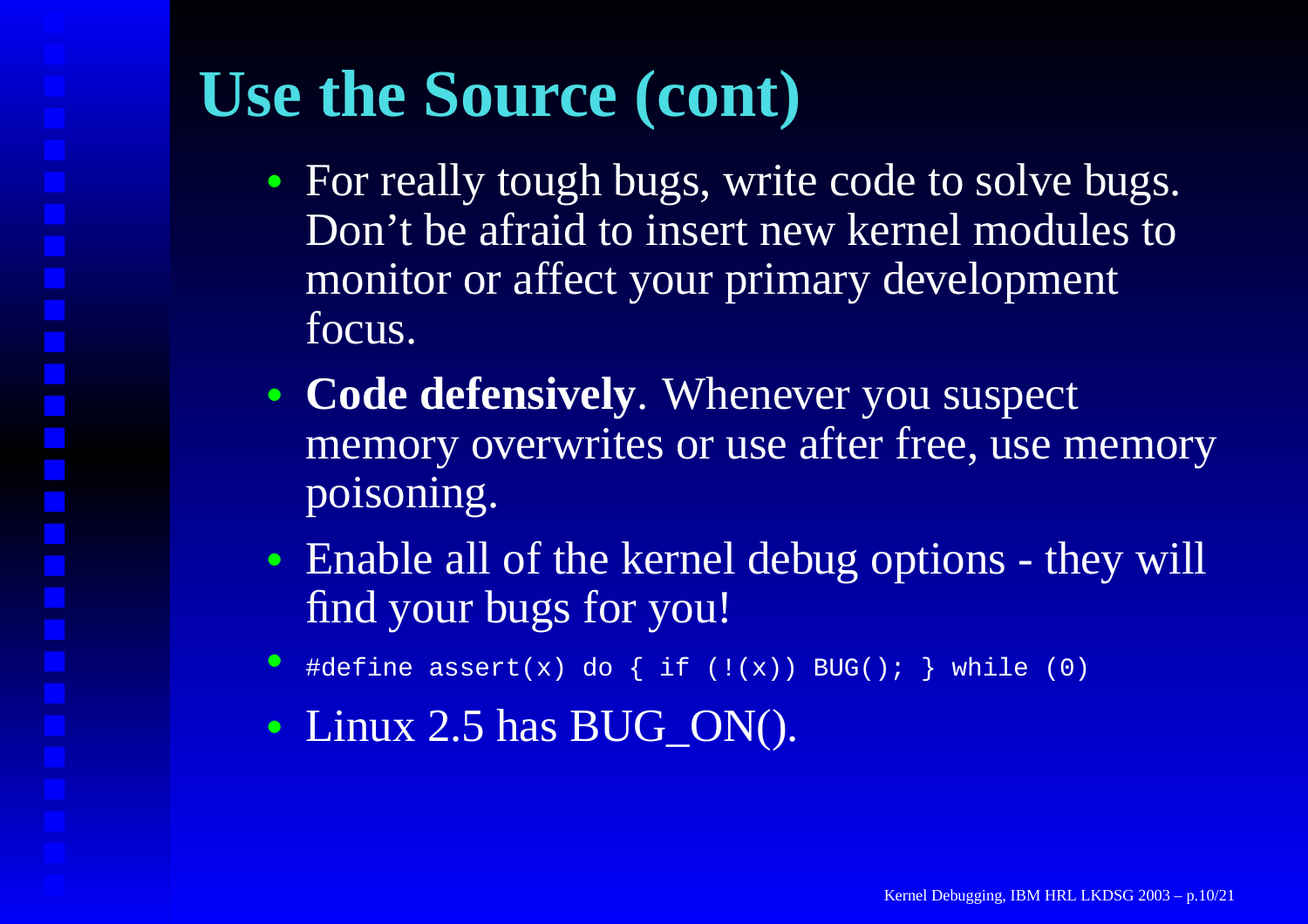# Use the Source (cont)

- For really tough bugs, write code to solve bugs. Don't be afraid to insert new kernel modules to monitor or affect your primary development focus.
- **Code defensively**. Whenever you suspect memory overwrites or use after free, use memory poisoning.
- Enable all of the kernel debug options - they will find your bugs for you!
- `#define assert(x) do { if (!(x)) BUG(); } while (0)`
- Linux 2.5 has BUG_ON().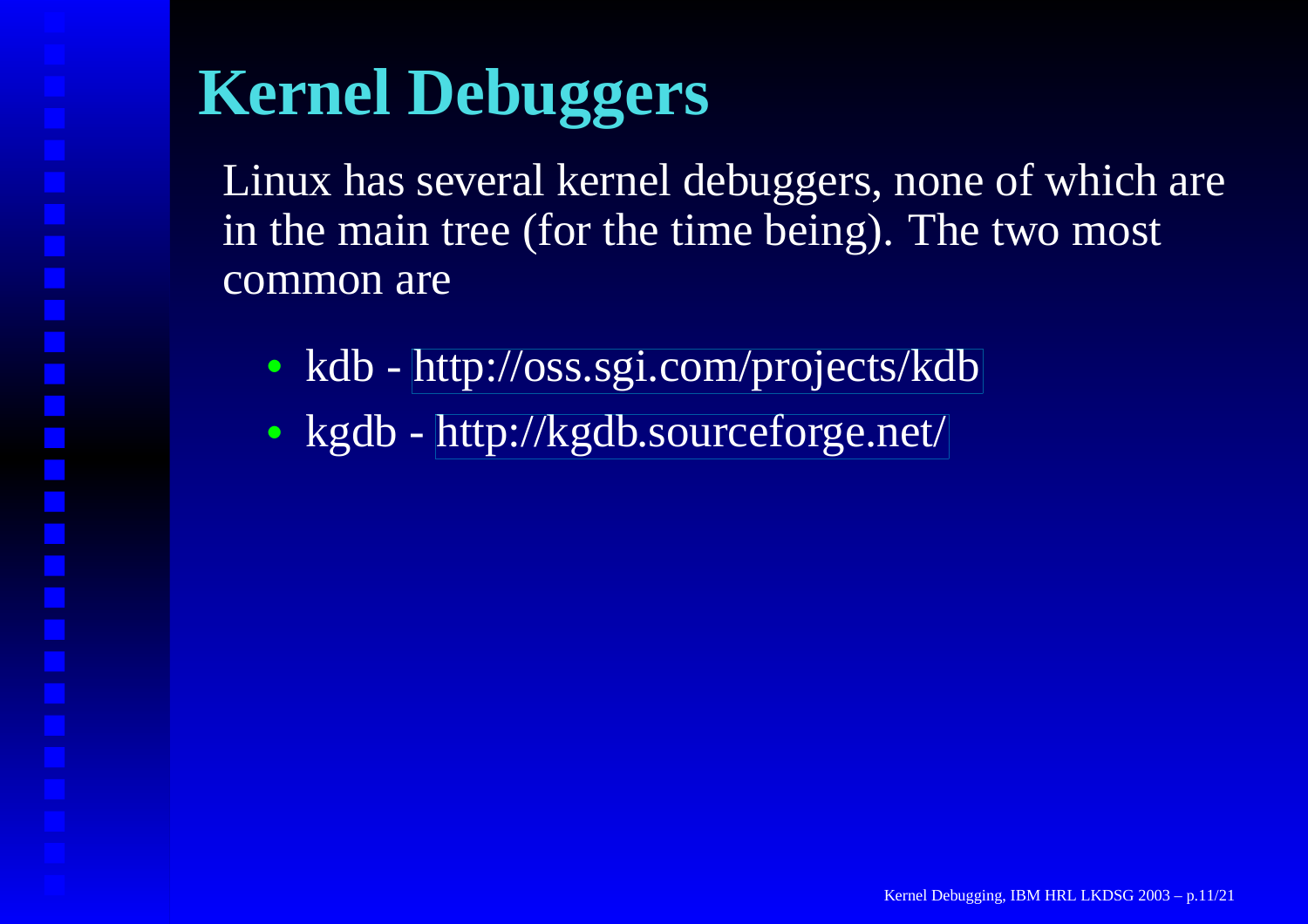# Kernel Debuggers

Linux has several kernel debuggers, none of which are in the main tree (for the time being). The two most common are

- kdb - http://oss.sgi.com/projects/kdb
- kgdb - http://kgdb.sourceforge.net/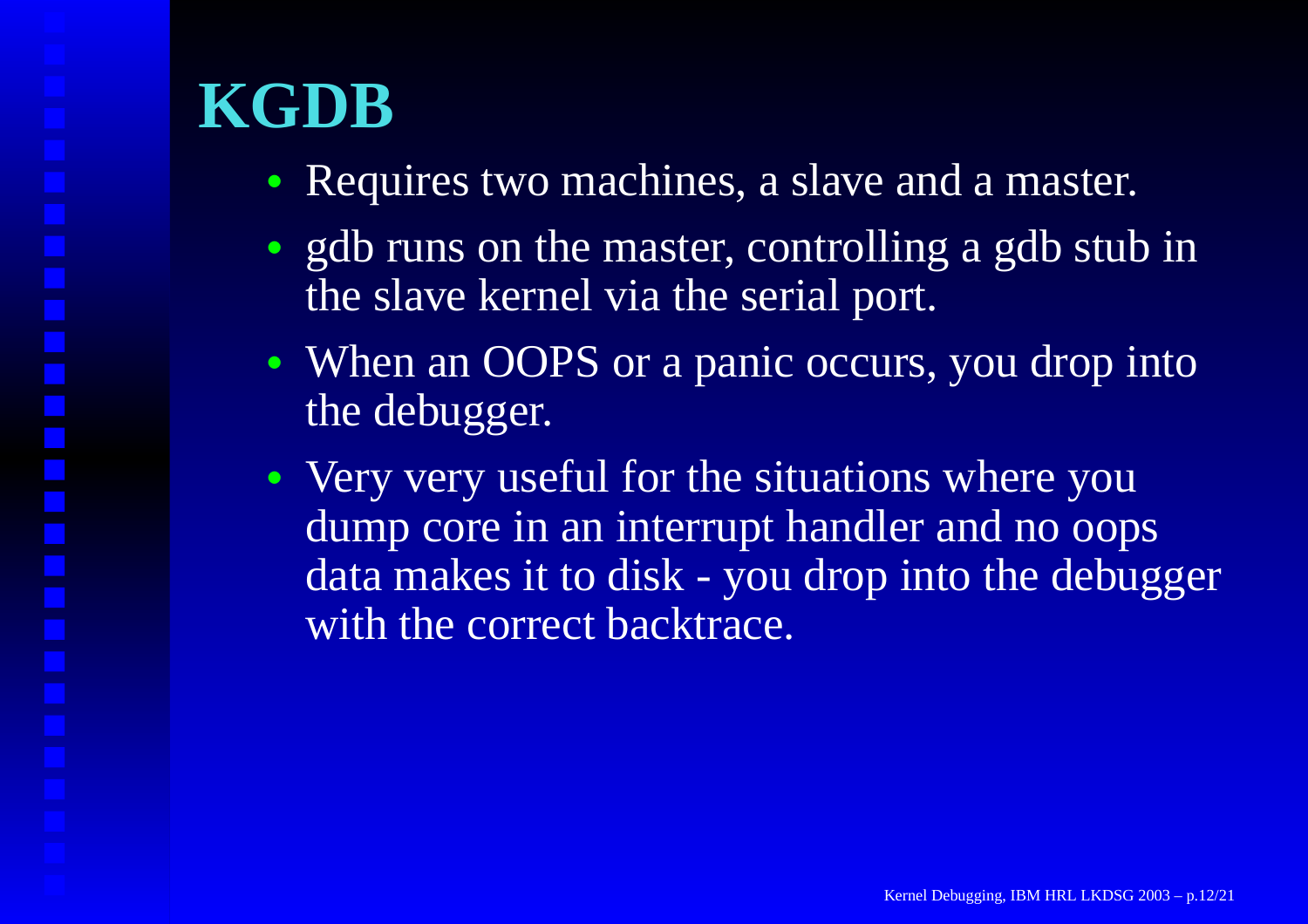# KGDB

- Requires two machines, a slave and a master.
- gdb runs on the master, controlling a gdb stub in the slave kernel via the serial port.
- When an OOPS or a panic occurs, you drop into the debugger.
- Very very useful for the situations where you dump core in an interrupt handler and no oops data makes it to disk - you drop into the debugger with the correct backtrace.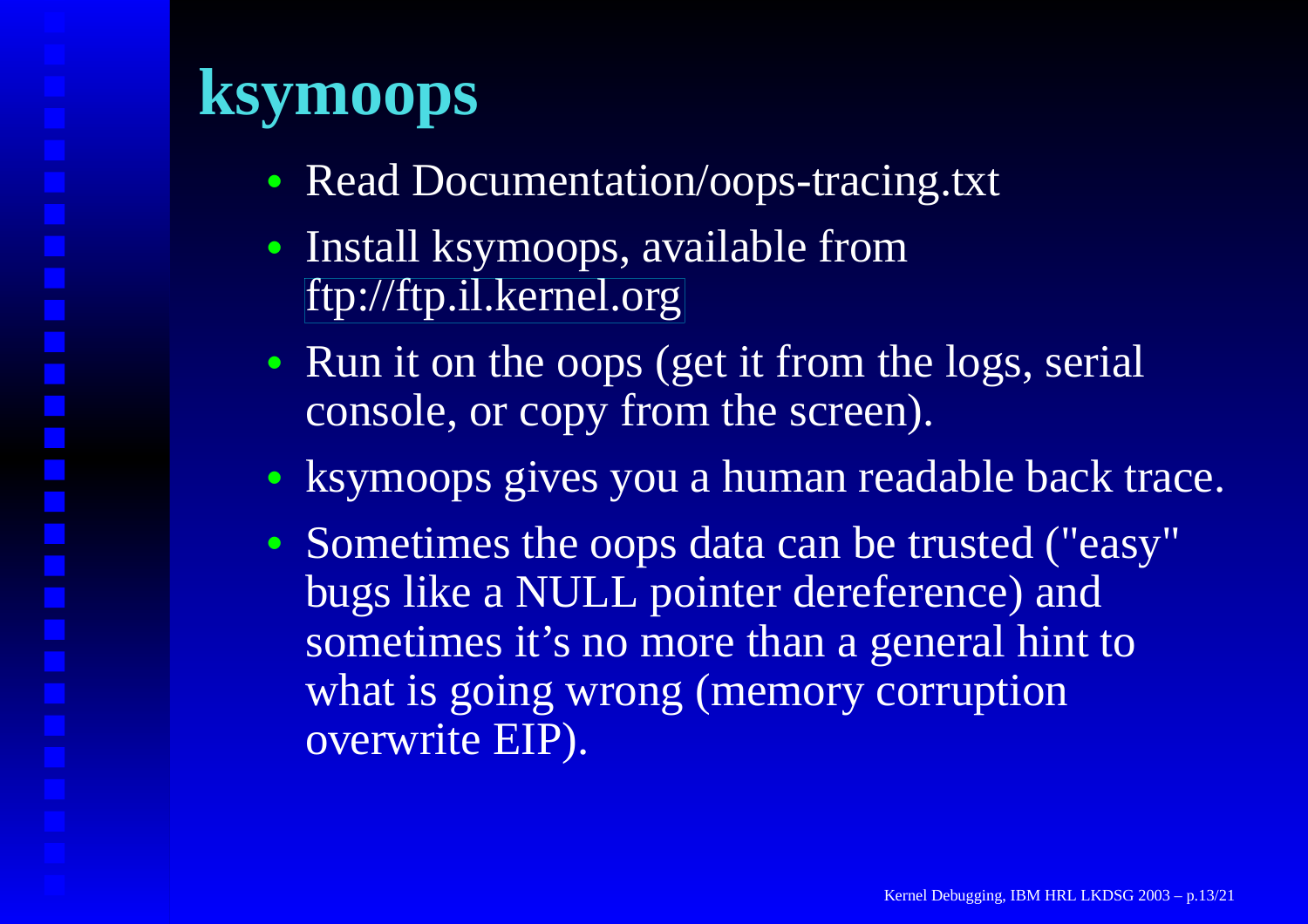# ksymoops

- Read Documentation/oops-tracing.txt
- Install ksymoops, available from ftp://ftp.il.kernel.org
- Run it on the oops (get it from the logs, serial console, or copy from the screen).
- ksymoops gives you a human readable back trace.
- Sometimes the oops data can be trusted ("easy" bugs like a NULL pointer dereference) and sometimes it's no more than a general hint to what is going wrong (memory corruption overwrite EIP).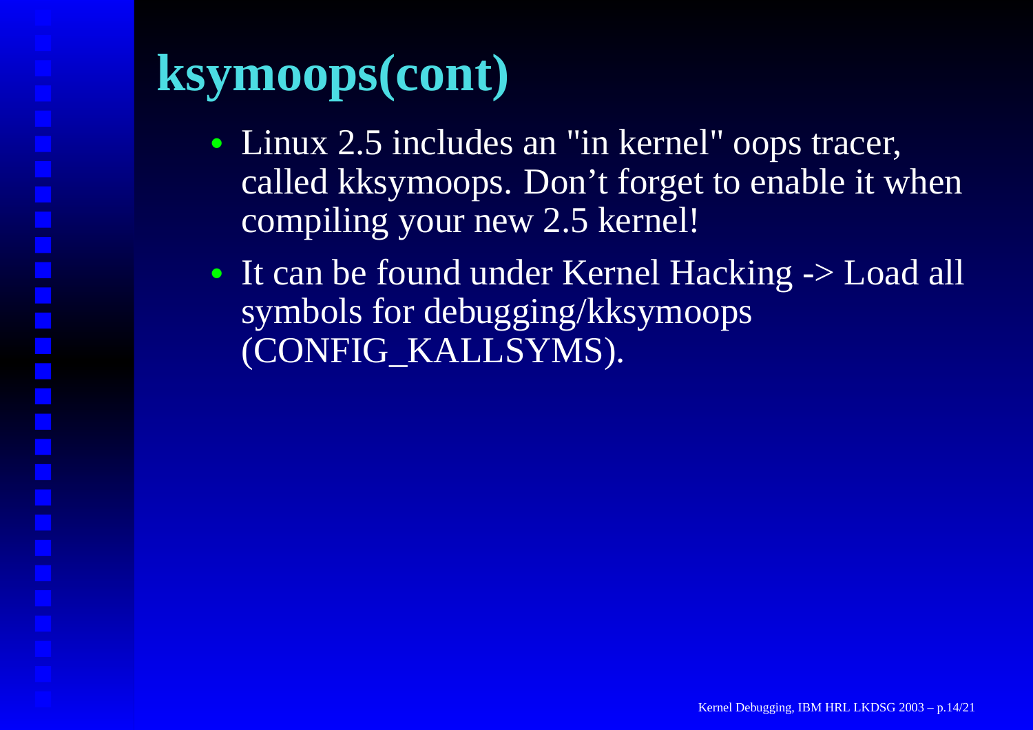# ksymoops(cont)

- Linux 2.5 includes an "in kernel" oops tracer, called kksymoops. Don't forget to enable it when compiling your new 2.5 kernel!
- It can be found under Kernel Hacking -> Load all symbols for debugging/kksymoops (CONFIG_KALLSYMS).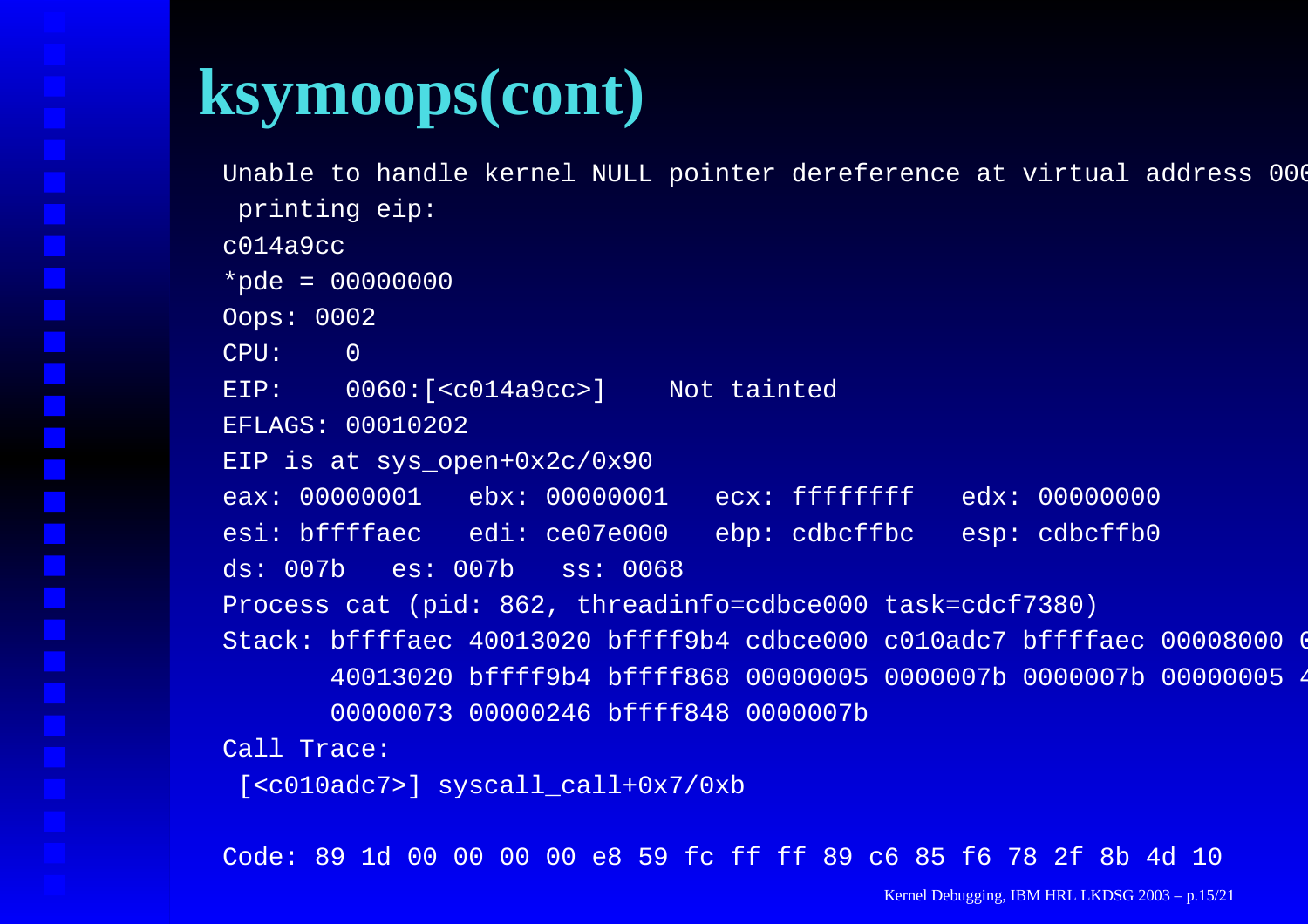# ksymoops(cont)

```
Unable to handle kernel NULL pointer dereference at virtual address 000
 printing eip:
c014a9cc
*pde = 00000000
Oops: 0002
CPU:    0
EIP:    0060:[<c014a9cc>]    Not tainted
EFLAGS: 00010202
EIP is at sys_open+0x2c/0x90
eax: 00000001   ebx: 00000001   ecx: ffffffff   edx: 00000000
esi: bffffaec   edi: ce07e000   ebp: cdbcffbc   esp: cdbcffb0
ds: 007b   es: 007b   ss: 0068
Process cat (pid: 862, threadinfo=cdbce000 task=cdcf7380)
Stack: bffffaec 40013020 bffff9b4 cdbce000 c010adc7 bffffaec 00008000 0
       40013020 bffff9b4 bffff868 00000005 0000007b 0000007b 00000005 4
       00000073 00000246 bffff848 0000007b
Call Trace:
 [<c010adc7>] syscall_call+0x7/0xb

Code: 89 1d 00 00 00 00 e8 59 fc ff ff 89 c6 85 f6 78 2f 8b 4d 10
```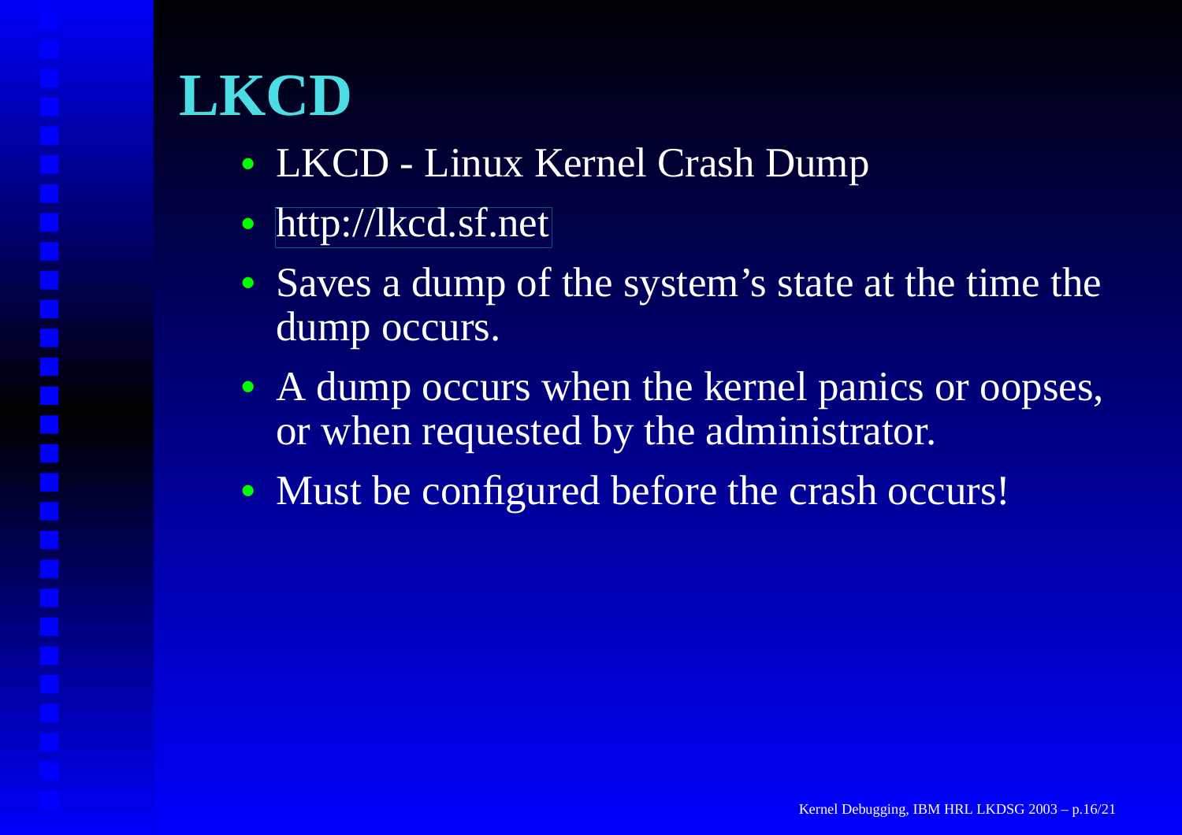# LKCD

- LKCD - Linux Kernel Crash Dump
- http://lkcd.sf.net
- Saves a dump of the system's state at the time the dump occurs.
- A dump occurs when the kernel panics or oopses, or when requested by the administrator.
- Must be configured before the crash occurs!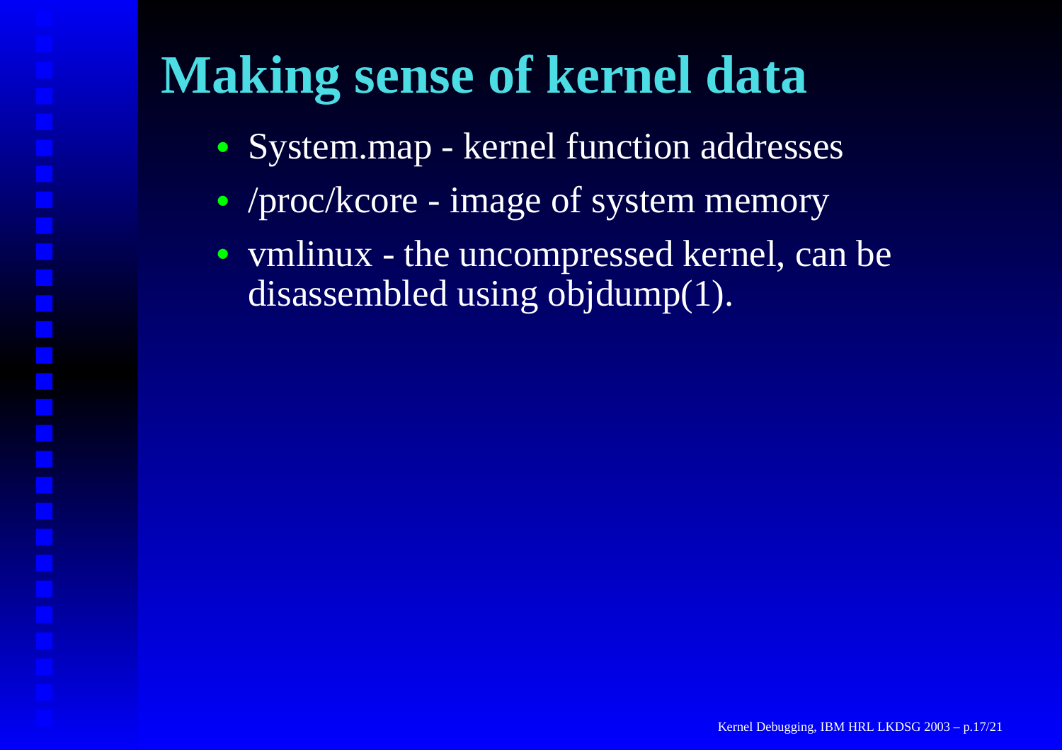# Making sense of kernel data

- System.map - kernel function addresses
- /proc/kcore - image of system memory
- vmlinux - the uncompressed kernel, can be disassembled using objdump(1).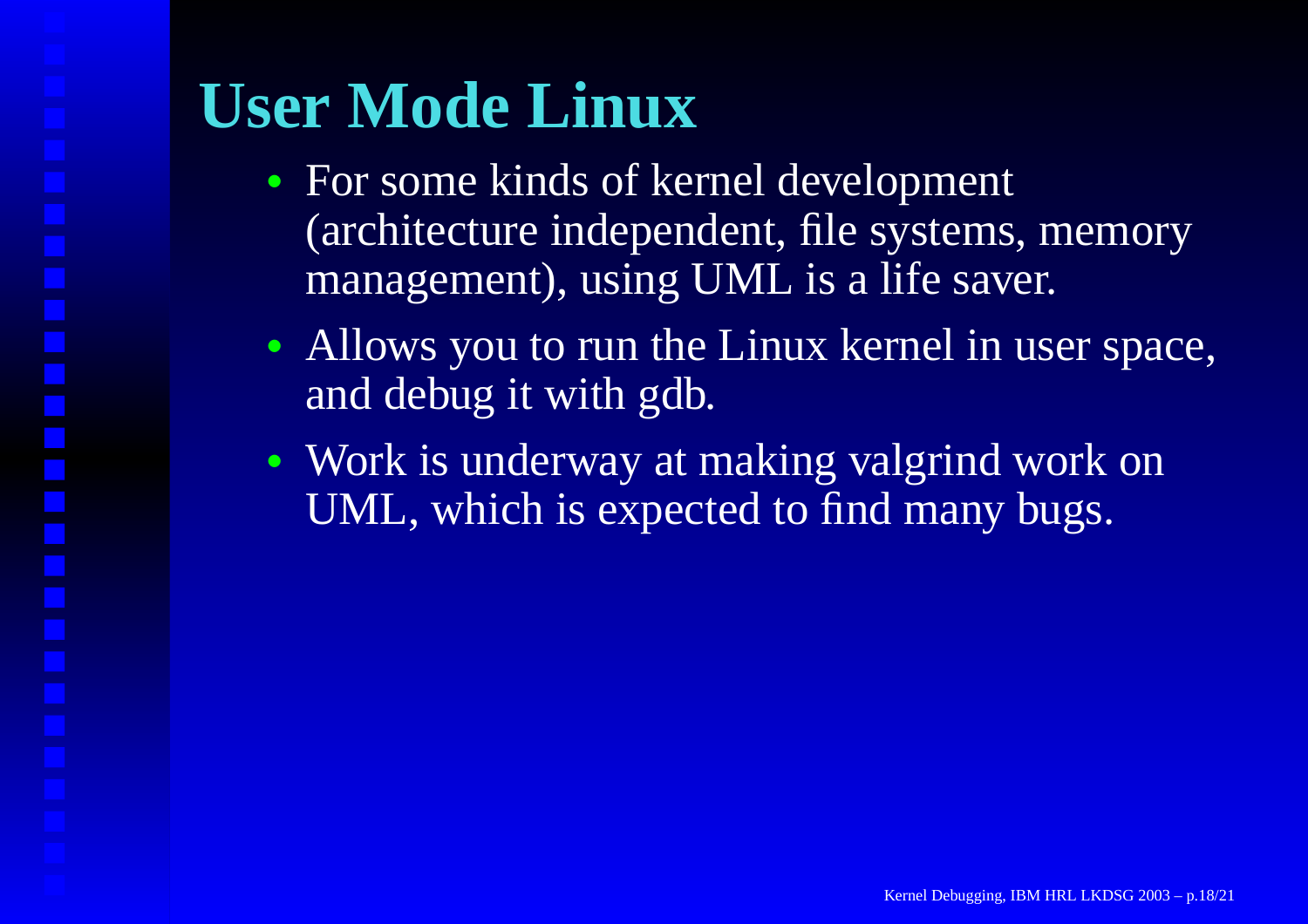# User Mode Linux

- For some kinds of kernel development (architecture independent, file systems, memory management), using UML is a life saver.
- Allows you to run the Linux kernel in user space, and debug it with gdb.
- Work is underway at making valgrind work on UML, which is expected to find many bugs.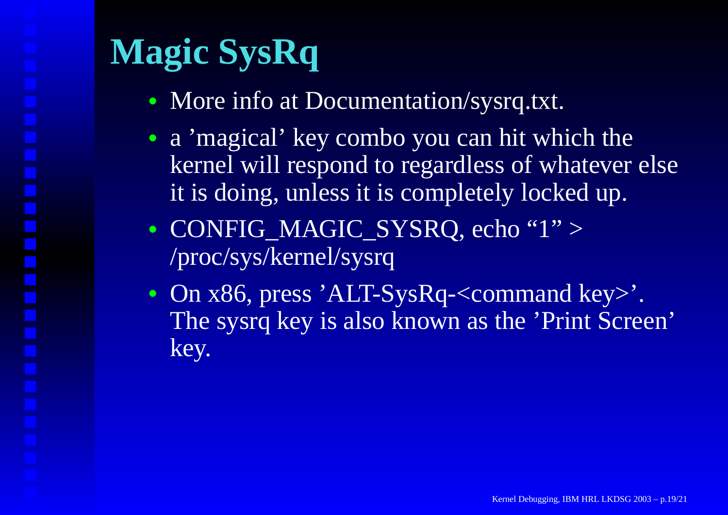# Magic SysRq

- More info at Documentation/sysrq.txt.
- a 'magical' key combo you can hit which the kernel will respond to regardless of whatever else it is doing, unless it is completely locked up.
- CONFIG_MAGIC_SYSRQ, echo "1" > /proc/sys/kernel/sysrq
- On x86, press 'ALT-SysRq-<command key>'. The sysrq key is also known as the 'Print Screen' key.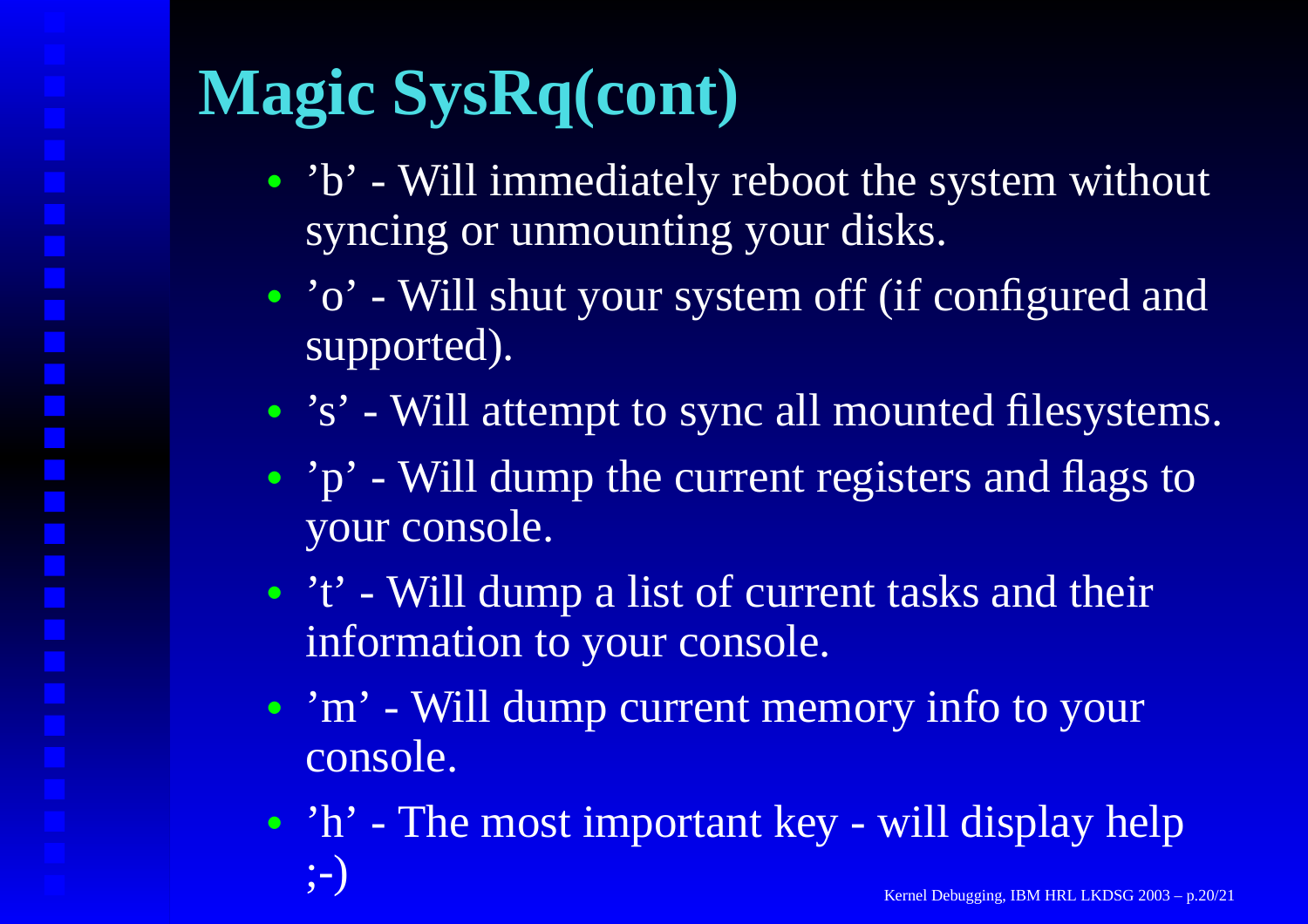# Magic SysRq(cont)

- ’b’ - Will immediately reboot the system without syncing or unmounting your disks.
- ’o’ - Will shut your system off (if configured and supported).
- ’s’ - Will attempt to sync all mounted filesystems.
- ’p’ - Will dump the current registers and flags to your console.
- ’t’ - Will dump a list of current tasks and their information to your console.
- ’m’ - Will dump current memory info to your console.
- ’h’ - The most important key - will display help ;-)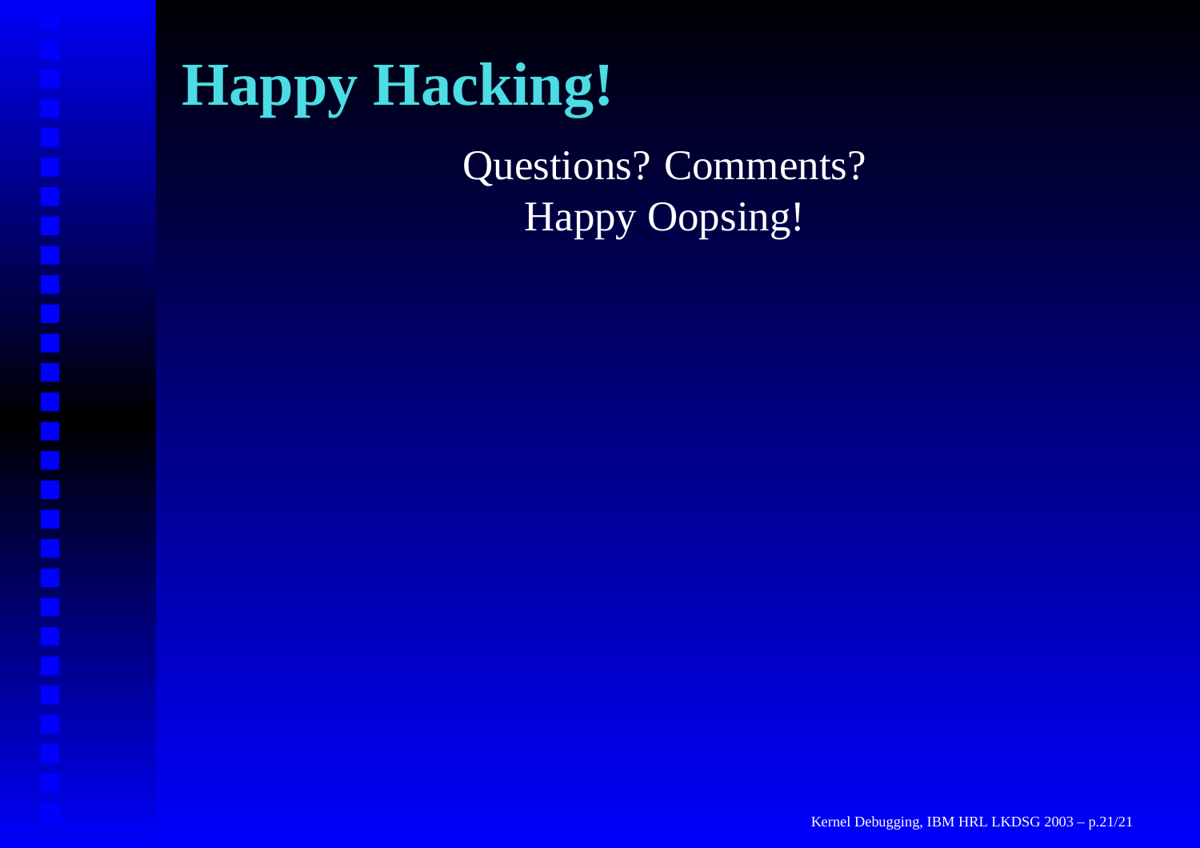# Happy Hacking!

Questions? Comments?
Happy Oopsing!